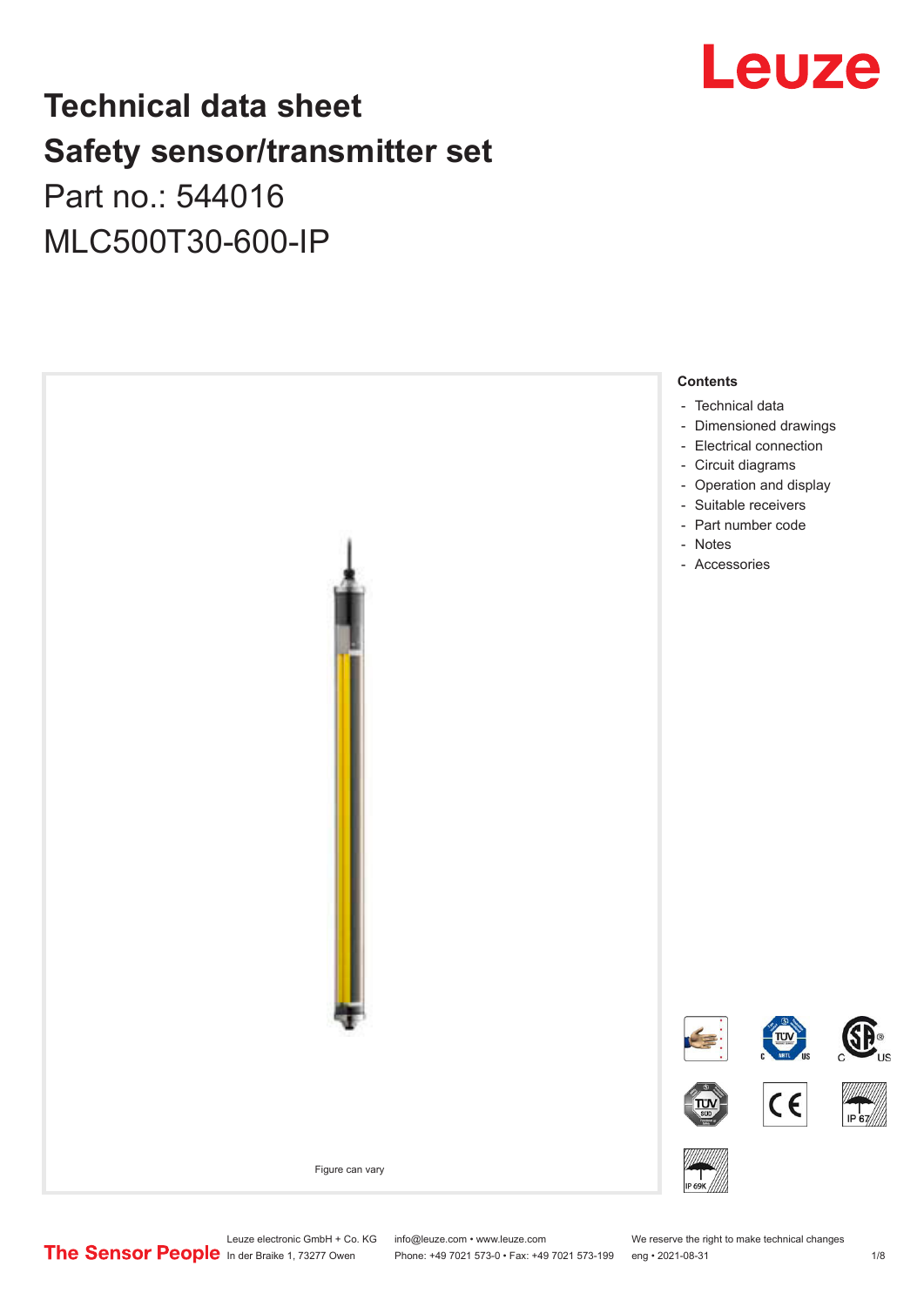# Technical data sheet
# Safety sensor/transmitter set

Part no.: 544016

MLC500T30-600-IP

Figure can vary

**Contents**

- Technical data
- Dimensioned drawings
- Electrical connection
- Circuit diagrams
- Operation and display
- Suitable receivers
- Part number code
- Notes
- Accessories

Leuze electronic GmbH + Co. KG
In der Braike 1, 73277 Owen

info@leuze.com • www.leuze.com
Phone: +49 7021 573-0 • Fax: +49 7021 573-199

We reserve the right to make technical changes
eng • 2021-08-31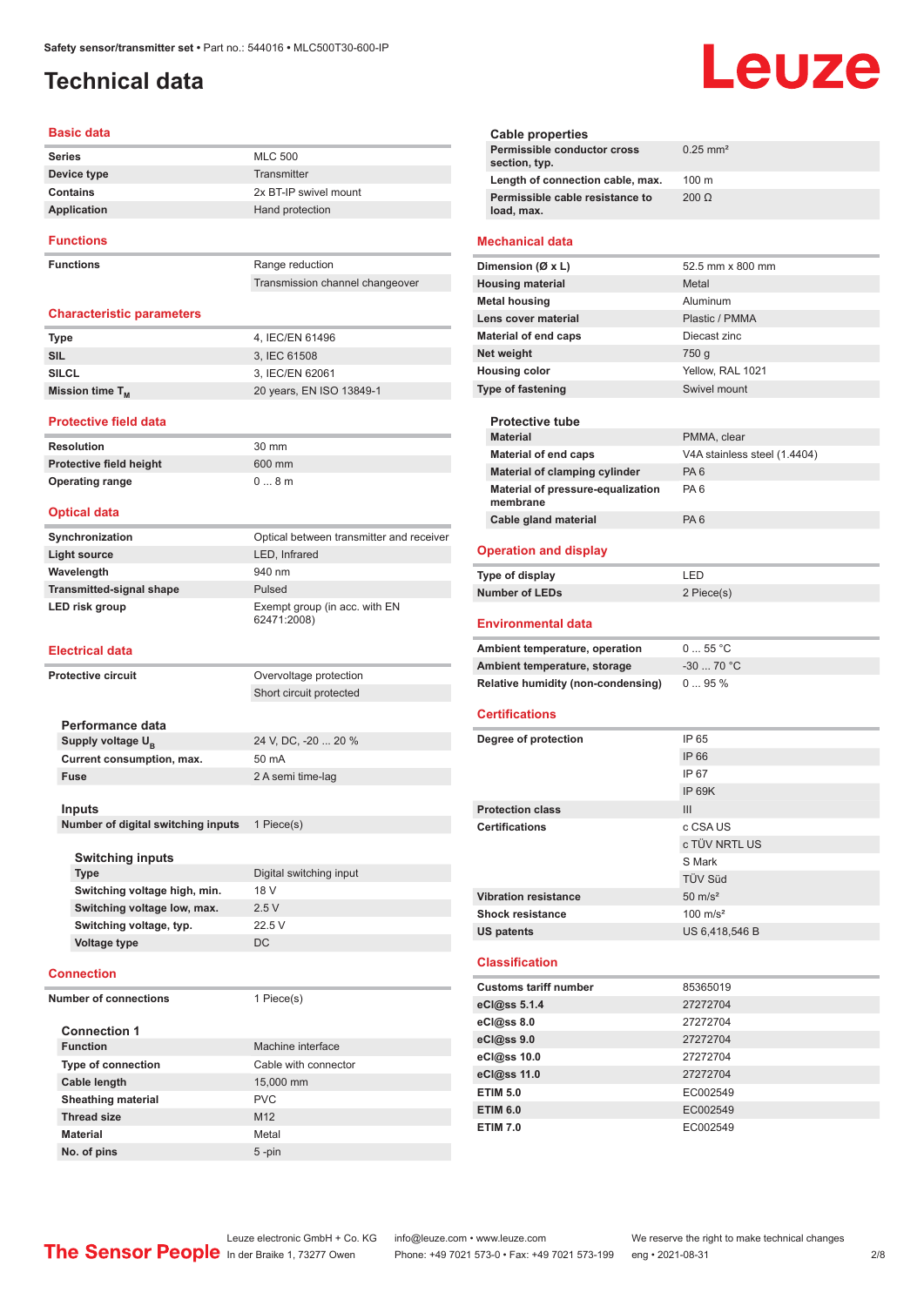# Technical data

## Basic data

| | |
|---|---|
| **Series** | MLC 500 |
| **Device type** | Transmitter |
| **Contains** | 2x BT-IP swivel mount |
| **Application** | Hand protection |

## Functions

| | |
|---|---|
| **Functions** | Range reduction |
| | Transmission channel changeover |

## Characteristic parameters

| | |
|---|---|
| **Type** | 4, IEC/EN 61496 |
| **SIL** | 3, IEC 61508 |
| **SILCL** | 3, IEC/EN 62061 |
| **Mission time $T_M$** | 20 years, EN ISO 13849-1 |

## Protective field data

| | |
|---|---|
| **Resolution** | 30 mm |
| **Protective field height** | 600 mm |
| **Operating range** | 0 ... 8 m |

## Optical data

| | |
|---|---|
| **Synchronization** | Optical between transmitter and receiver |
| **Light source** | LED, Infrared |
| **Wavelength** | 940 nm |
| **Transmitted-signal shape** | Pulsed |
| **LED risk group** | Exempt group (in acc. with EN 62471:2008) |

## Electrical data

| | |
|---|---|
| **Protective circuit** | Overvoltage protection |
| | Short circuit protected |

### Performance data

| | |
|---|---|
| **Supply voltage $U_B$** | 24 V, DC, -20 ... 20 % |
| **Current consumption, max.** | 50 mA |
| **Fuse** | 2 A semi time-lag |

### Inputs

| | |
|---|---|
| **Number of digital switching inputs** | 1 Piece(s) |

#### Switching inputs

| | |
|---|---|
| **Type** | Digital switching input |
| **Switching voltage high, min.** | 18 V |
| **Switching voltage low, max.** | 2.5 V |
| **Switching voltage, typ.** | 22.5 V |
| **Voltage type** | DC |

## Connection

| | |
|---|---|
| **Number of connections** | 1 Piece(s) |

### Connection 1

| | |
|---|---|
| **Function** | Machine interface |
| **Type of connection** | Cable with connector |
| **Cable length** | 15,000 mm |
| **Sheathing material** | PVC |
| **Thread size** | M12 |
| **Material** | Metal |
| **No. of pins** | 5 -pin |

### Cable properties

| | |
|---|---|
| **Permissible conductor cross section, typ.** | 0.25 mm² |
| **Length of connection cable, max.** | 100 m |
| **Permissible cable resistance to load, max.** | 200 Ω |

## Mechanical data

| | |
|---|---|
| **Dimension (Ø x L)** | 52.5 mm x 800 mm |
| **Housing material** | Metal |
| **Metal housing** | Aluminum |
| **Lens cover material** | Plastic / PMMA |
| **Material of end caps** | Diecast zinc |
| **Net weight** | 750 g |
| **Housing color** | Yellow, RAL 1021 |
| **Type of fastening** | Swivel mount |

### Protective tube

| | |
|---|---|
| **Material** | PMMA, clear |
| **Material of end caps** | V4A stainless steel (1.4404) |
| **Material of clamping cylinder** | PA 6 |
| **Material of pressure-equalization membrane** | PA 6 |
| **Cable gland material** | PA 6 |

## Operation and display

| | |
|---|---|
| **Type of display** | LED |
| **Number of LEDs** | 2 Piece(s) |

## Environmental data

| | |
|---|---|
| **Ambient temperature, operation** | 0 ... 55 °C |
| **Ambient temperature, storage** | -30 ... 70 °C |
| **Relative humidity (non-condensing)** | 0 ... 95 % |

## Certifications

| | |
|---|---|
| **Degree of protection** | IP 65 |
| | IP 66 |
| | IP 67 |
| | IP 69K |
| **Protection class** | III |
| **Certifications** | c CSA US |
| | c TÜV NRTL US |
| | S Mark |
| | TÜV Süd |
| **Vibration resistance** | 50 m/s² |
| **Shock resistance** | 100 m/s² |
| **US patents** | US 6,418,546 B |

## Classification

| | |
|---|---|
| **Customs tariff number** | 85365019 |
| **eCl@ss 5.1.4** | 27272704 |
| **eCl@ss 8.0** | 27272704 |
| **eCl@ss 9.0** | 27272704 |
| **eCl@ss 10.0** | 27272704 |
| **eCl@ss 11.0** | 27272704 |
| **ETIM 5.0** | EC002549 |
| **ETIM 6.0** | EC002549 |
| **ETIM 7.0** | EC002549 |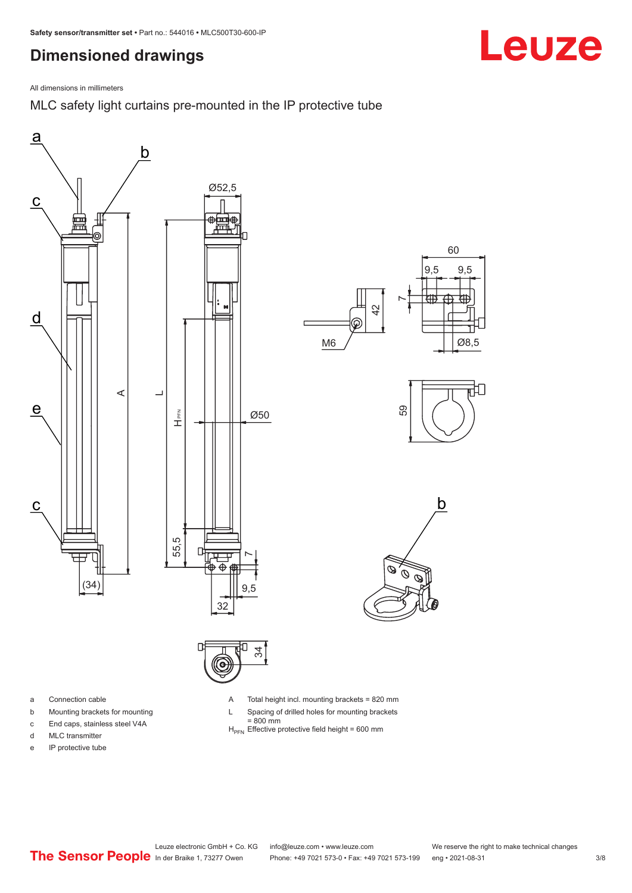# Dimensioned drawings

All dimensions in millimeters

## MLC safety light curtains pre-mounted in the IP protective tube

a Connection cable

b Mounting brackets for mounting

c End caps, stainless steel V4A

d MLC transmitter

e IP protective tube

A Total height incl. mounting brackets = 820 mm

L Spacing of drilled holes for mounting brackets = 800 mm

$H_{PFN}$ Effective protective field height = 600 mm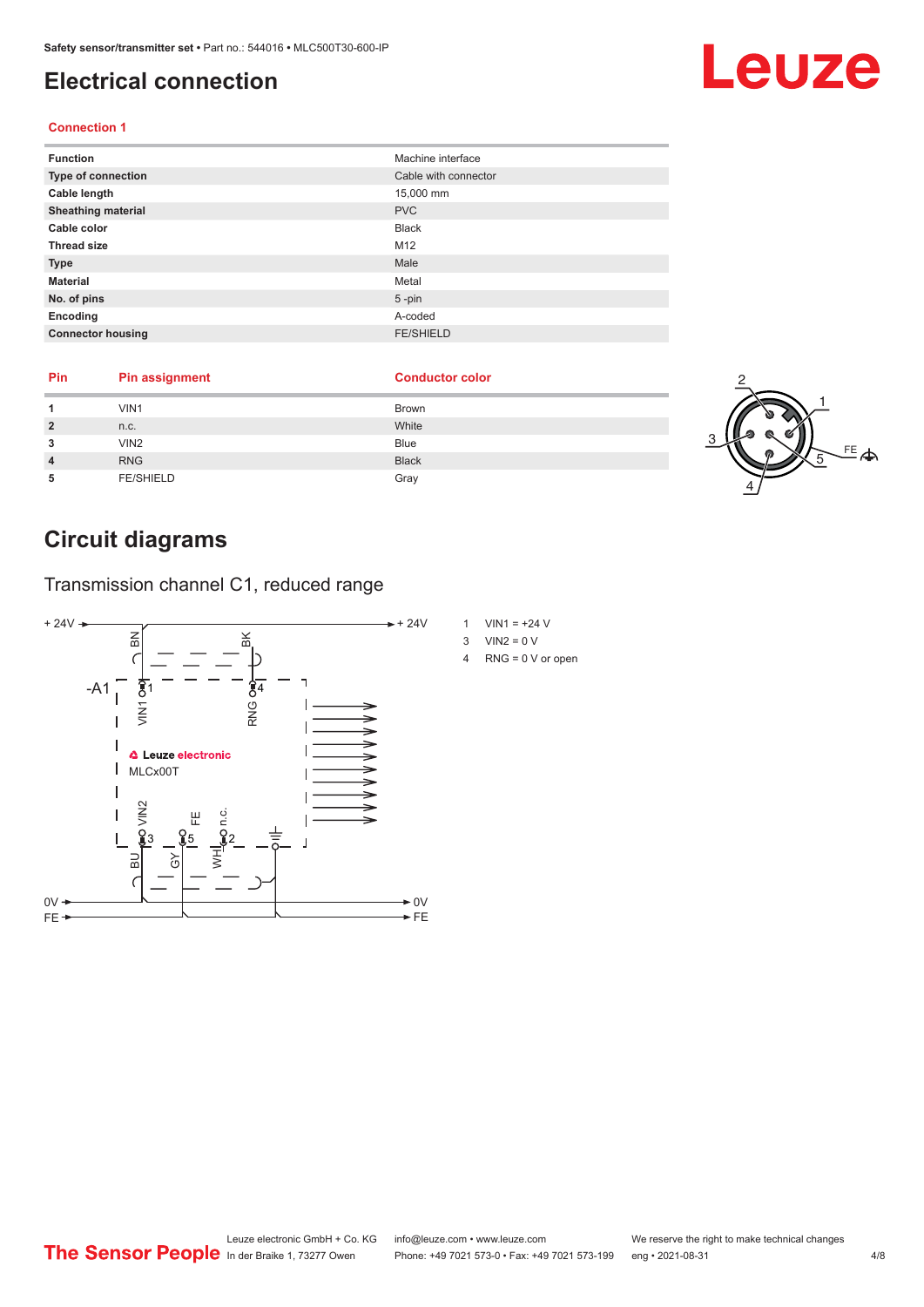# Electrical connection

### Connection 1

| | |
|---|---|
| **Function** | Machine interface |
| **Type of connection** | Cable with connector |
| **Cable length** | 15,000 mm |
| **Sheathing material** | PVC |
| **Cable color** | Black |
| **Thread size** | M12 |
| **Type** | Male |
| **Material** | Metal |
| **No. of pins** | 5 -pin |
| **Encoding** | A-coded |
| **Connector housing** | FE/SHIELD |

| Pin | Pin assignment | Conductor color |
|---|---|---|
| **1** | VIN1 | Brown |
| **2** | n.c. | White |
| **3** | VIN2 | Blue |
| **4** | RNG | Black |
| **5** | FE/SHIELD | Gray |

2
1
3
5
4
FE

# Circuit diagrams

## Transmission channel C1, reduced range

+ 24V
+ 24V
BN
BK
-A1
1
4
VIN1
RNG
Leuze electronic
MLCx00T
VIN2
FE
n.c.
3
5
2
BU
GY
WH
0V
FE
0V
FE

1 VIN1 = +24 V
3 VIN2 = 0 V
4 RNG = 0 V or open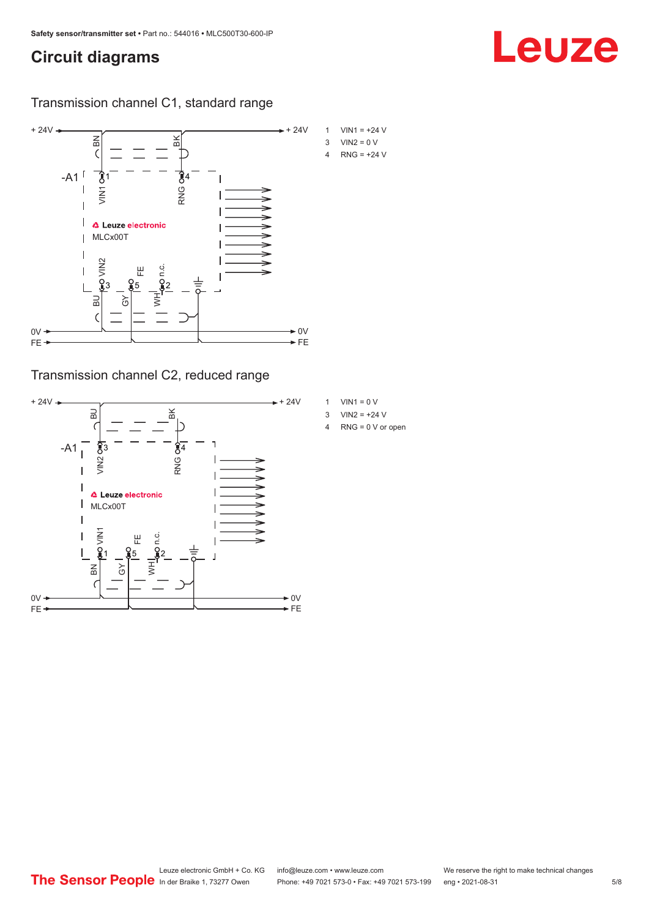## Circuit diagrams

### Transmission channel C1, standard range

+ 24V
BN
BK
+ 24V
-A1
1
VIN1
4
RNG
Leuze electronic
MLCx00T
VIN2
FE
n.c.
3
5
2
BU
GY
WH
0V
FE
0V
FE

1 VIN1 = +24 V
3 VIN2 = 0 V
4 RNG = +24 V

### Transmission channel C2, reduced range

+ 24V
BU
BK
+ 24V
-A1
3
VIN2
4
RNG
Leuze electronic
MLCx00T
VIN1
FE
n.c.
1
5
2
BN
GY
WH
0V
FE
0V
FE

1 VIN1 = 0 V
3 VIN2 = +24 V
4 RNG = 0 V or open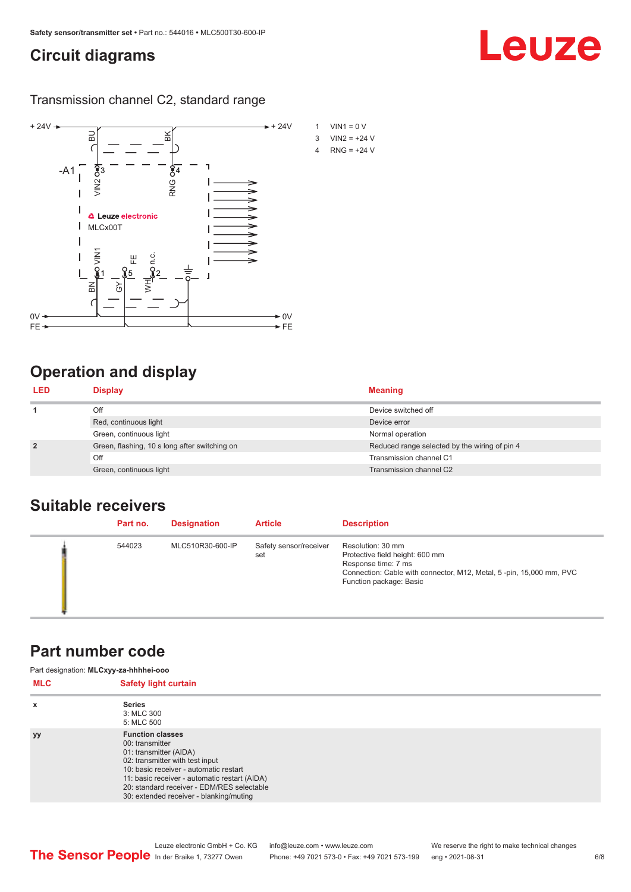## Circuit diagrams

### Transmission channel C2, standard range

+ 24V
BU
BK
+ 24V
-A1
3
VIN2
4
RNG
Leuze electronic
MLCx00T
VIN1
FE
n.c.
1
5
2
BN
GY
WH
0V
FE
0V
FE

1 VIN1 = 0 V
3 VIN2 = +24 V
4 RNG = +24 V

## Operation and display

| LED | Display | Meaning |
|---|---|---|
| 1 | Off | Device switched off |
| | Red, continuous light | Device error |
| | Green, continuous light | Normal operation |
| 2 | Green, flashing, 10 s long after switching on | Reduced range selected by the wiring of pin 4 |
| | Off | Transmission channel C1 |
| | Green, continuous light | Transmission channel C2 |

## Suitable receivers

| | Part no. | Designation | Article | Description |
|---|---|---|---|---|
| | 544023 | MLC510R30-600-IP | Safety sensor/receiver set | Resolution: 30 mm<br>Protective field height: 600 mm<br>Response time: 7 ms<br>Connection: Cable with connector, M12, Metal, 5 -pin, 15,000 mm, PVC<br>Function package: Basic |

## Part number code

Part designation: **MLCxyy-za-hhhhei-ooo**

| MLC | Safety light curtain |
|---|---|
| x | **Series**<br>3: MLC 300<br>5: MLC 500 |
| yy | **Function classes**<br>00: transmitter<br>01: transmitter (AIDA)<br>02: transmitter with test input<br>10: basic receiver - automatic restart<br>11: basic receiver - automatic restart (AIDA)<br>20: standard receiver - EDM/RES selectable<br>30: extended receiver - blanking/muting |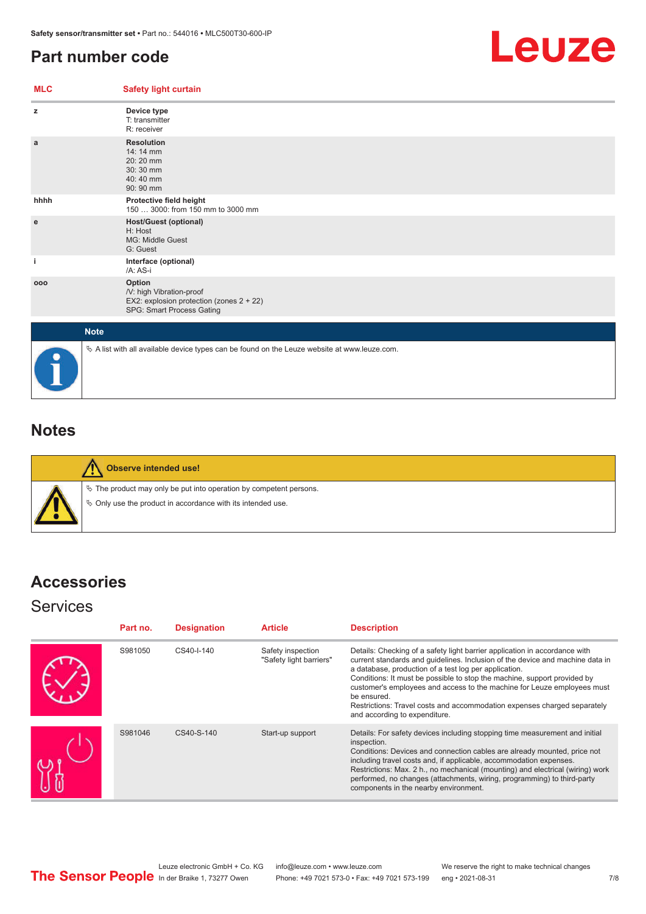## Part number code

| MLC | Safety light curtain |
| --- | --- |
| z | **Device type**<br>T: transmitter<br>R: receiver |
| a | **Resolution**<br>14: 14 mm<br>20: 20 mm<br>30: 30 mm<br>40: 40 mm<br>90: 90 mm |
| hhhh | **Protective field height**<br>150 … 3000: from 150 mm to 3000 mm |
| e | **Host/Guest (optional)**<br>H: Host<br>MG: Middle Guest<br>G: Guest |
| i | **Interface (optional)**<br>/A: AS-i |
| ooo | **Option**<br>/V: high Vibration-proof<br>EX2: explosion protection (zones 2 + 22)<br>SPG: Smart Process Gating |

**Note**

↳ A list with all available device types can be found on the Leuze website at www.leuze.com.

## Notes

**Observe intended use!**

↳ The product may only be put into operation by competent persons.

↳ Only use the product in accordance with its intended use.

## Accessories

### Services

| Part no. | Designation | Article | Description |
| --- | --- | --- | --- |
| S981050 | CS40-I-140 | Safety inspection "Safety light barriers" | Details: Checking of a safety light barrier application in accordance with current standards and guidelines. Inclusion of the device and machine data in a database, production of a test log per application.<br>Conditions: It must be possible to stop the machine, support provided by customer's employees and access to the machine for Leuze employees must be ensured.<br>Restrictions: Travel costs and accommodation expenses charged separately and according to expenditure. |
| S981046 | CS40-S-140 | Start-up support | Details: For safety devices including stopping time measurement and initial inspection.<br>Conditions: Devices and connection cables are already mounted, price not including travel costs and, if applicable, accommodation expenses.<br>Restrictions: Max. 2 h., no mechanical (mounting) and electrical (wiring) work performed, no changes (attachments, wiring, programming) to third-party components in the nearby environment. |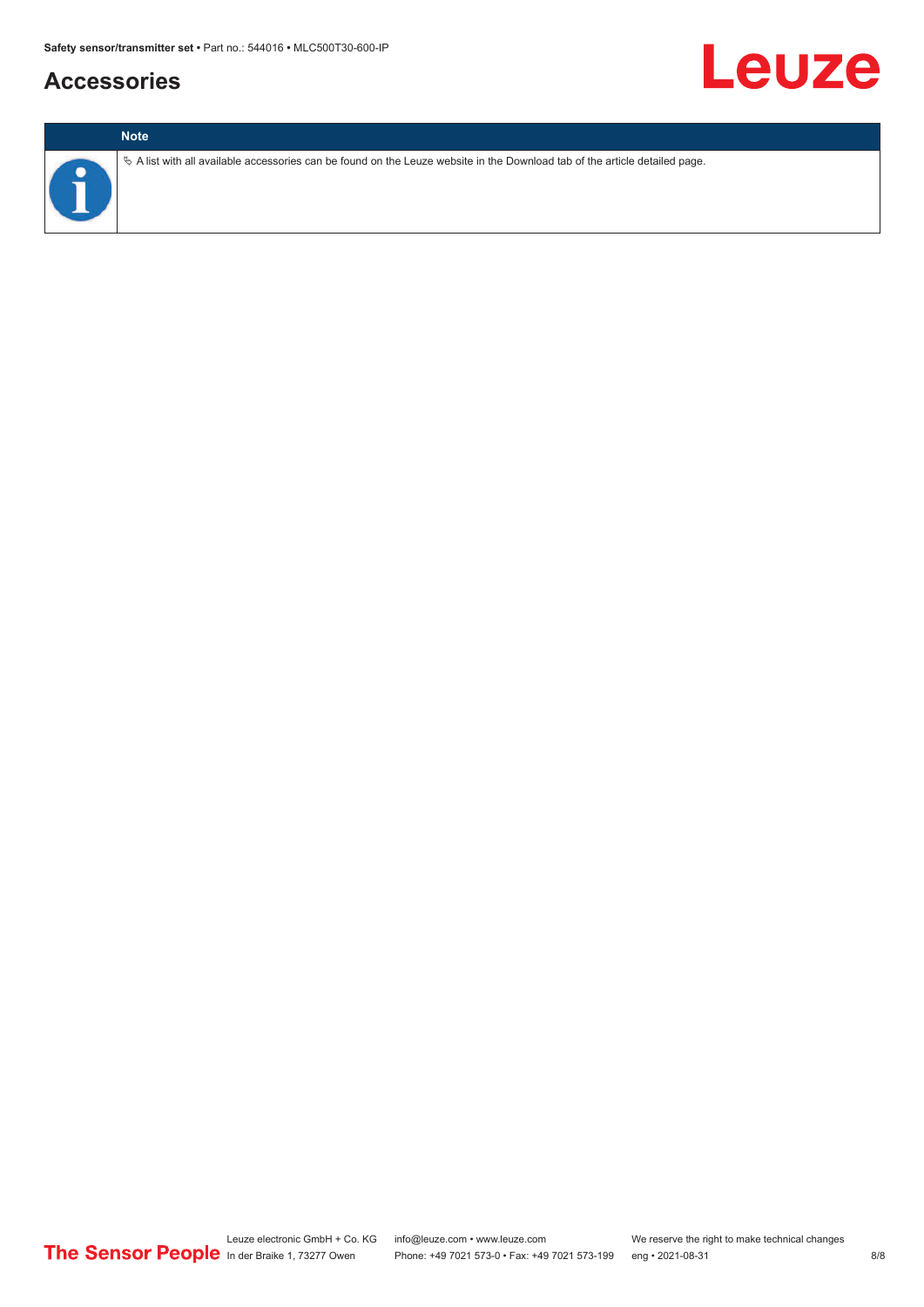## Accessories

| | Note |
|---|---|
| | ↳ A list with all available accessories can be found on the Leuze website in the Download tab of the article detailed page. |